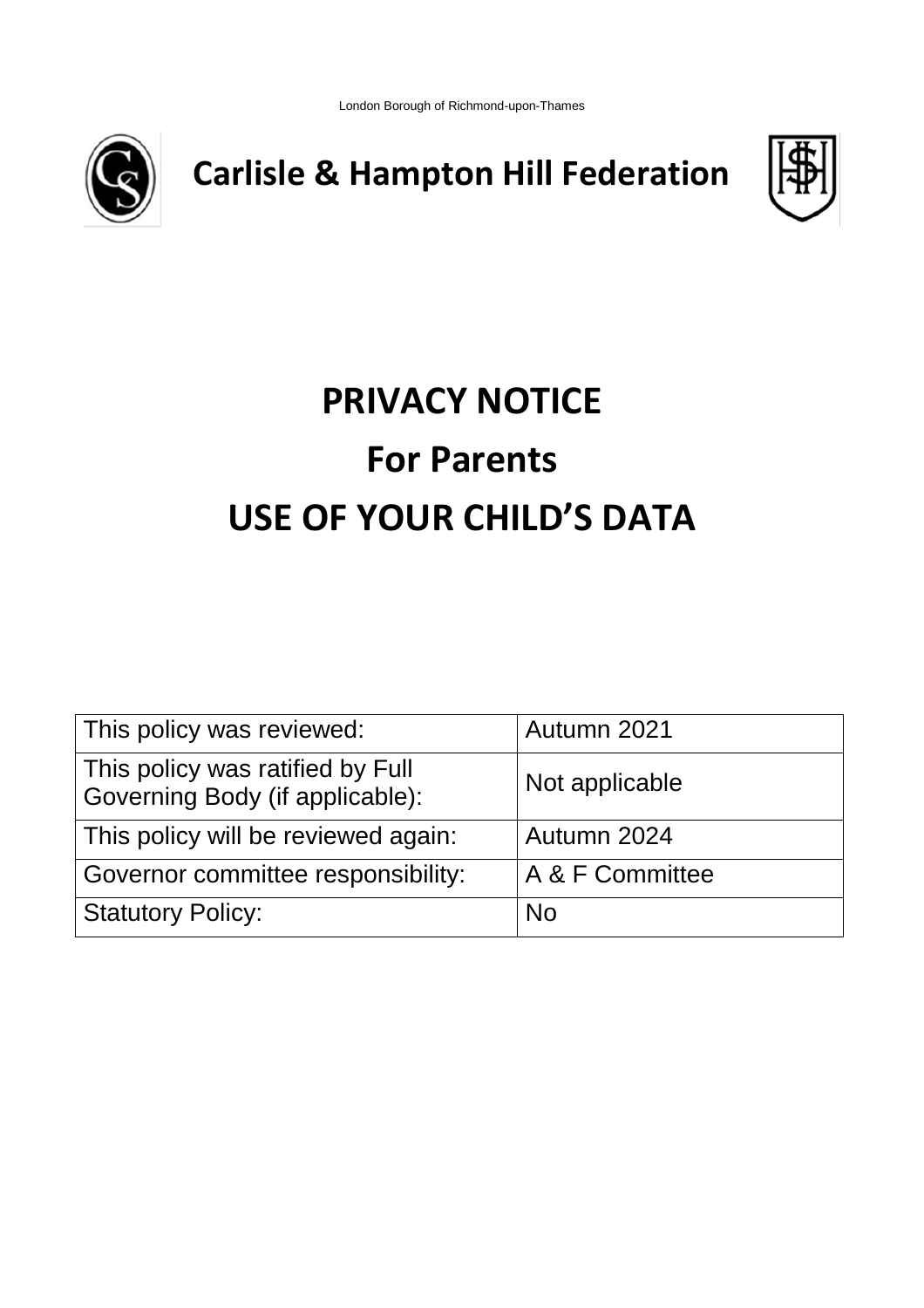London Borough of Richmond-upon-Thames

# Carlisle & Hampton Hill Federation

# PRIVACY NOTICE

# For Parents

# USE OF YOUR CHILD'S DATA

| This policy was reviewed: | Autumn 2021 |
|---|---|
| This policy was ratified by Full Governing Body (if applicable): | Not applicable |
| This policy will be reviewed again: | Autumn 2024 |
| Governor committee responsibility: | A & F Committee |
| Statutory Policy: | No |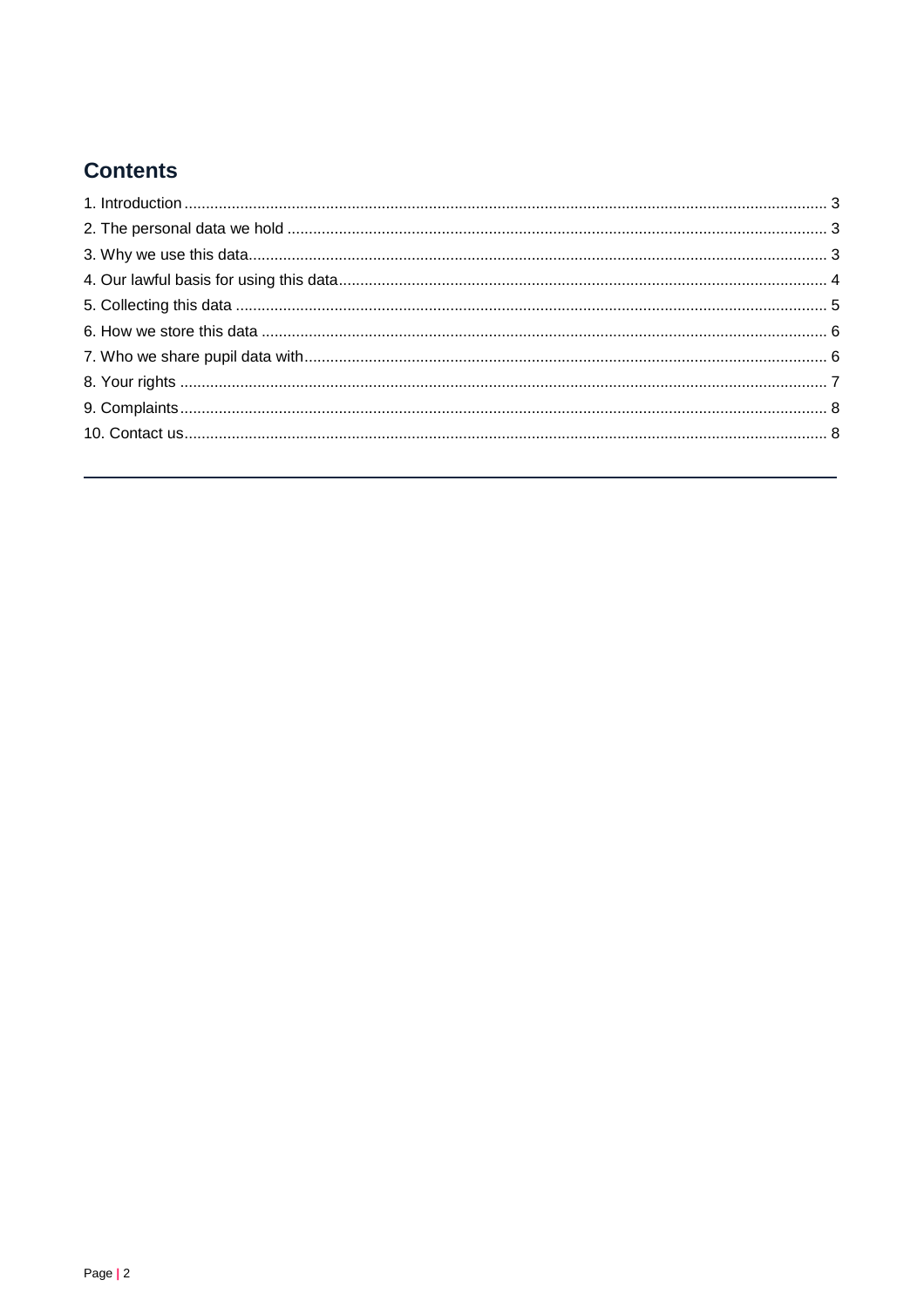## Contents

1. Introduction ..... 3
2. The personal data we hold ..... 3
3. Why we use this data ..... 3
4. Our lawful basis for using this data ..... 4
5. Collecting this data ..... 5
6. How we store this data ..... 6
7. Who we share pupil data with ..... 6
8. Your rights ..... 7
9. Complaints ..... 8
10. Contact us ..... 8

---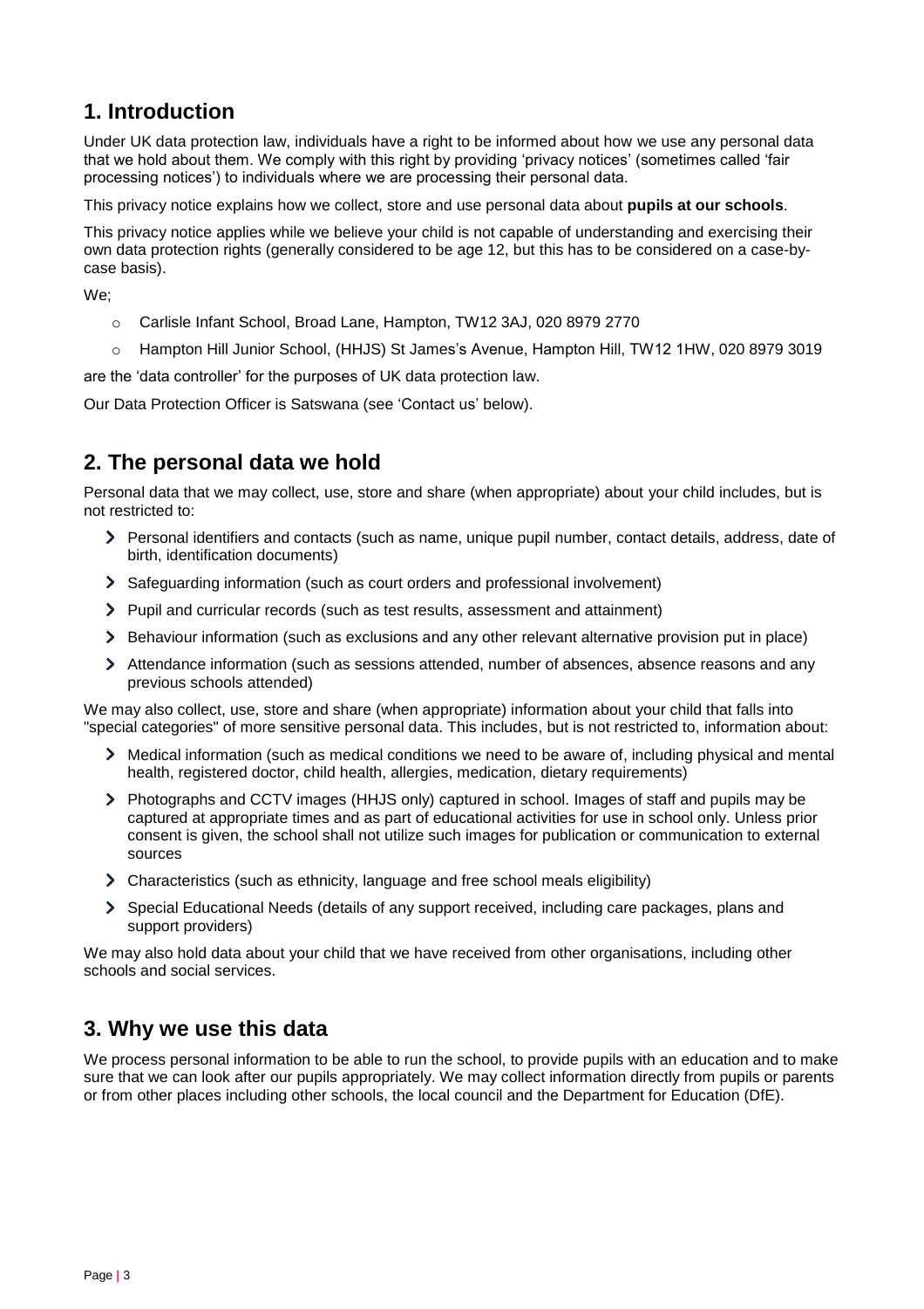## 1. Introduction

Under UK data protection law, individuals have a right to be informed about how we use any personal data that we hold about them. We comply with this right by providing 'privacy notices' (sometimes called 'fair processing notices') to individuals where we are processing their personal data.

This privacy notice explains how we collect, store and use personal data about **pupils at our schools**.

This privacy notice applies while we believe your child is not capable of understanding and exercising their own data protection rights (generally considered to be age 12, but this has to be considered on a case-by-case basis).

We;

- Carlisle Infant School, Broad Lane, Hampton, TW12 3AJ, 020 8979 2770
- Hampton Hill Junior School, (HHJS) St James's Avenue, Hampton Hill, TW12 1HW, 020 8979 3019

are the 'data controller' for the purposes of UK data protection law.

Our Data Protection Officer is Satswana (see 'Contact us' below).

## 2. The personal data we hold

Personal data that we may collect, use, store and share (when appropriate) about your child includes, but is not restricted to:

- Personal identifiers and contacts (such as name, unique pupil number, contact details, address, date of birth, identification documents)
- Safeguarding information (such as court orders and professional involvement)
- Pupil and curricular records (such as test results, assessment and attainment)
- Behaviour information (such as exclusions and any other relevant alternative provision put in place)
- Attendance information (such as sessions attended, number of absences, absence reasons and any previous schools attended)

We may also collect, use, store and share (when appropriate) information about your child that falls into "special categories" of more sensitive personal data. This includes, but is not restricted to, information about:

- Medical information (such as medical conditions we need to be aware of, including physical and mental health, registered doctor, child health, allergies, medication, dietary requirements)
- Photographs and CCTV images (HHJS only) captured in school. Images of staff and pupils may be captured at appropriate times and as part of educational activities for use in school only. Unless prior consent is given, the school shall not utilize such images for publication or communication to external sources
- Characteristics (such as ethnicity, language and free school meals eligibility)
- Special Educational Needs (details of any support received, including care packages, plans and support providers)

We may also hold data about your child that we have received from other organisations, including other schools and social services.

## 3. Why we use this data

We process personal information to be able to run the school, to provide pupils with an education and to make sure that we can look after our pupils appropriately. We may collect information directly from pupils or parents or from other places including other schools, the local council and the Department for Education (DfE).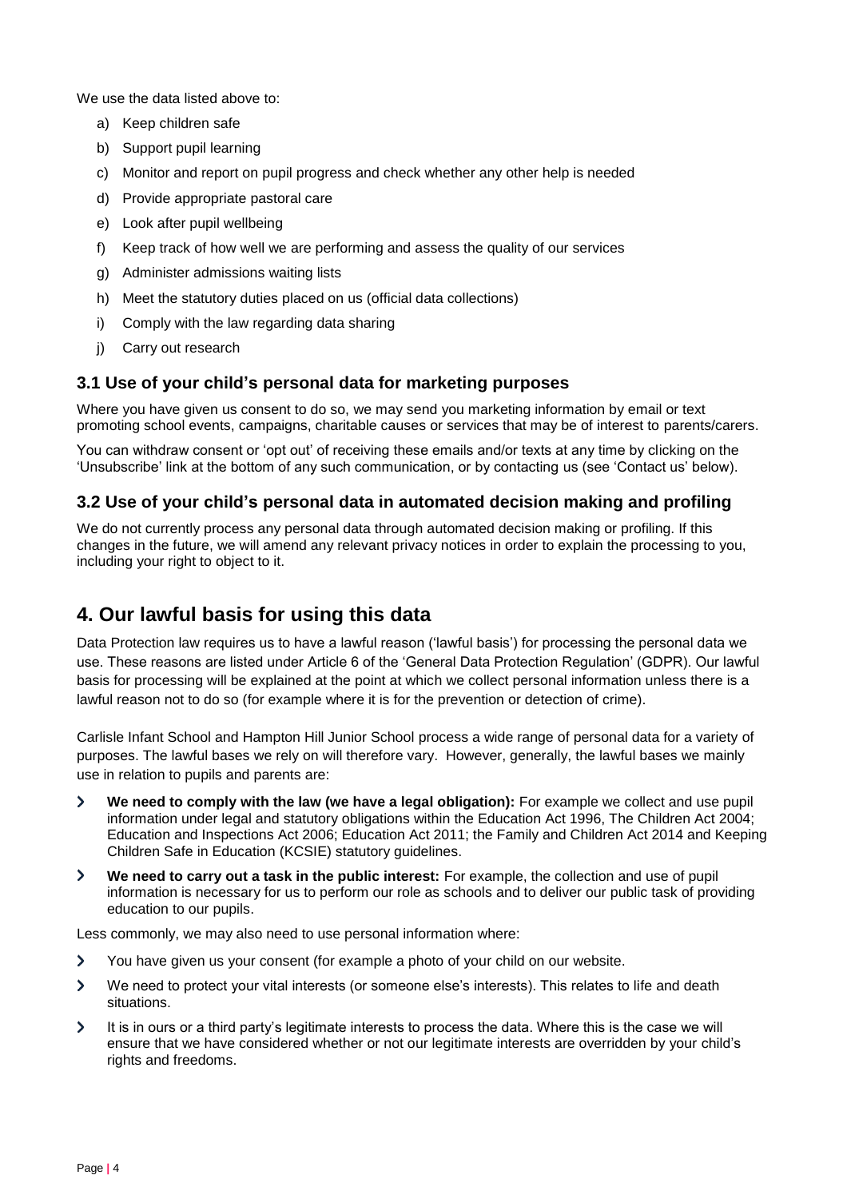We use the data listed above to:

a) Keep children safe
b) Support pupil learning
c) Monitor and report on pupil progress and check whether any other help is needed
d) Provide appropriate pastoral care
e) Look after pupil wellbeing
f) Keep track of how well we are performing and assess the quality of our services
g) Administer admissions waiting lists
h) Meet the statutory duties placed on us (official data collections)
i) Comply with the law regarding data sharing
j) Carry out research

### 3.1 Use of your child's personal data for marketing purposes

Where you have given us consent to do so, we may send you marketing information by email or text promoting school events, campaigns, charitable causes or services that may be of interest to parents/carers.

You can withdraw consent or 'opt out' of receiving these emails and/or texts at any time by clicking on the 'Unsubscribe' link at the bottom of any such communication, or by contacting us (see 'Contact us' below).

### 3.2 Use of your child's personal data in automated decision making and profiling

We do not currently process any personal data through automated decision making or profiling. If this changes in the future, we will amend any relevant privacy notices in order to explain the processing to you, including your right to object to it.

## 4. Our lawful basis for using this data

Data Protection law requires us to have a lawful reason ('lawful basis') for processing the personal data we use. These reasons are listed under Article 6 of the 'General Data Protection Regulation' (GDPR). Our lawful basis for processing will be explained at the point at which we collect personal information unless there is a lawful reason not to do so (for example where it is for the prevention or detection of crime).

Carlisle Infant School and Hampton Hill Junior School process a wide range of personal data for a variety of purposes. The lawful bases we rely on will therefore vary. However, generally, the lawful bases we mainly use in relation to pupils and parents are:

- **We need to comply with the law (we have a legal obligation):** For example we collect and use pupil information under legal and statutory obligations within the Education Act 1996, The Children Act 2004; Education and Inspections Act 2006; Education Act 2011; the Family and Children Act 2014 and Keeping Children Safe in Education (KCSIE) statutory guidelines.
- **We need to carry out a task in the public interest:** For example, the collection and use of pupil information is necessary for us to perform our role as schools and to deliver our public task of providing education to our pupils.

Less commonly, we may also need to use personal information where:

- You have given us your consent (for example a photo of your child on our website.
- We need to protect your vital interests (or someone else's interests). This relates to life and death situations.
- It is in ours or a third party's legitimate interests to process the data. Where this is the case we will ensure that we have considered whether or not our legitimate interests are overridden by your child's rights and freedoms.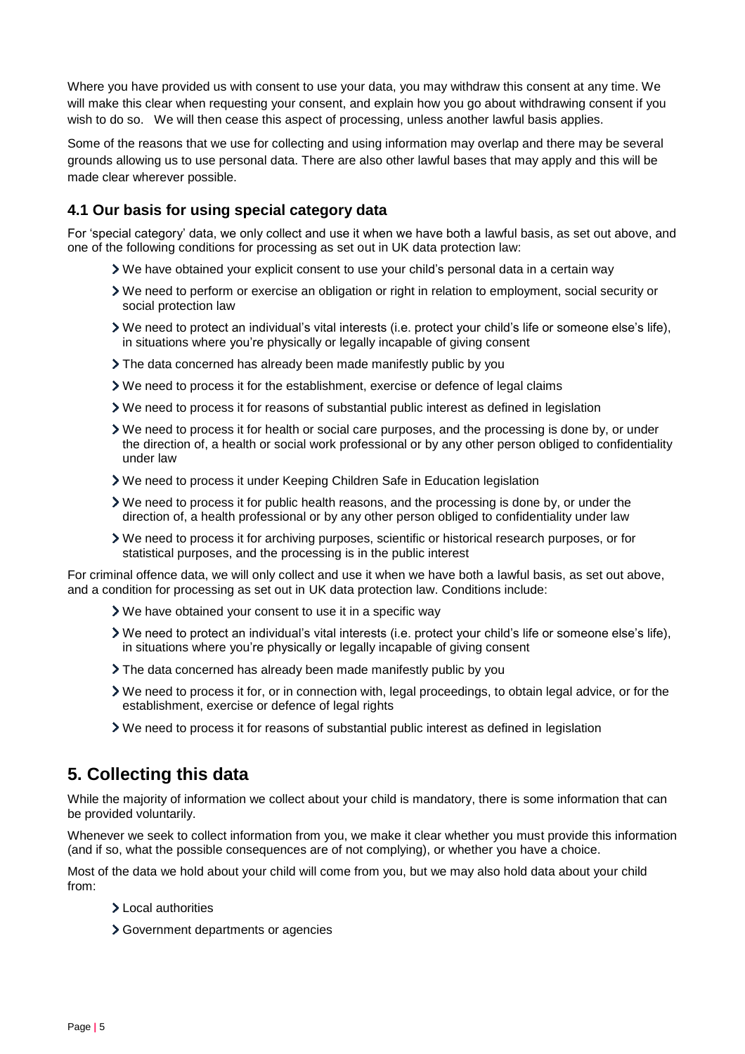Where you have provided us with consent to use your data, you may withdraw this consent at any time. We will make this clear when requesting your consent, and explain how you go about withdrawing consent if you wish to do so. We will then cease this aspect of processing, unless another lawful basis applies.

Some of the reasons that we use for collecting and using information may overlap and there may be several grounds allowing us to use personal data. There are also other lawful bases that may apply and this will be made clear wherever possible.

### 4.1 Our basis for using special category data

For 'special category' data, we only collect and use it when we have both a lawful basis, as set out above, and one of the following conditions for processing as set out in UK data protection law:

- We have obtained your explicit consent to use your child's personal data in a certain way
- We need to perform or exercise an obligation or right in relation to employment, social security or social protection law
- We need to protect an individual's vital interests (i.e. protect your child's life or someone else's life), in situations where you're physically or legally incapable of giving consent
- The data concerned has already been made manifestly public by you
- We need to process it for the establishment, exercise or defence of legal claims
- We need to process it for reasons of substantial public interest as defined in legislation
- We need to process it for health or social care purposes, and the processing is done by, or under the direction of, a health or social work professional or by any other person obliged to confidentiality under law
- We need to process it under Keeping Children Safe in Education legislation
- We need to process it for public health reasons, and the processing is done by, or under the direction of, a health professional or by any other person obliged to confidentiality under law
- We need to process it for archiving purposes, scientific or historical research purposes, or for statistical purposes, and the processing is in the public interest

For criminal offence data, we will only collect and use it when we have both a lawful basis, as set out above, and a condition for processing as set out in UK data protection law. Conditions include:

- We have obtained your consent to use it in a specific way
- We need to protect an individual's vital interests (i.e. protect your child's life or someone else's life), in situations where you're physically or legally incapable of giving consent
- The data concerned has already been made manifestly public by you
- We need to process it for, or in connection with, legal proceedings, to obtain legal advice, or for the establishment, exercise or defence of legal rights
- We need to process it for reasons of substantial public interest as defined in legislation

## 5. Collecting this data

While the majority of information we collect about your child is mandatory, there is some information that can be provided voluntarily.

Whenever we seek to collect information from you, we make it clear whether you must provide this information (and if so, what the possible consequences are of not complying), or whether you have a choice.

Most of the data we hold about your child will come from you, but we may also hold data about your child from:

- Local authorities
- Government departments or agencies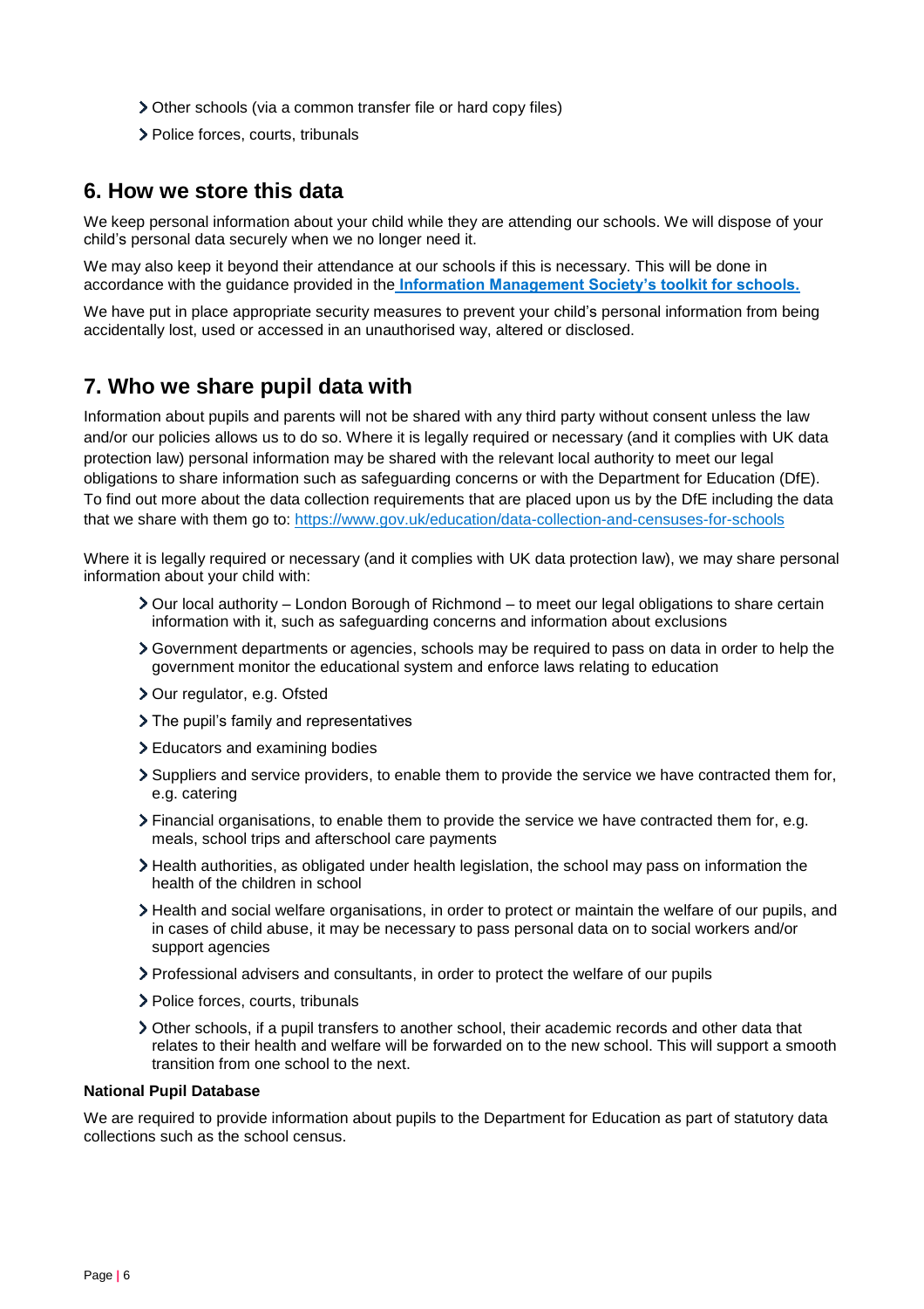- Other schools (via a common transfer file or hard copy files)
- Police forces, courts, tribunals

## 6. How we store this data

We keep personal information about your child while they are attending our schools. We will dispose of your child's personal data securely when we no longer need it.

We may also keep it beyond their attendance at our schools if this is necessary. This will be done in accordance with the guidance provided in the **Information Management Society's toolkit for schools.**

We have put in place appropriate security measures to prevent your child's personal information from being accidentally lost, used or accessed in an unauthorised way, altered or disclosed.

## 7. Who we share pupil data with

Information about pupils and parents will not be shared with any third party without consent unless the law and/or our policies allows us to do so. Where it is legally required or necessary (and it complies with UK data protection law) personal information may be shared with the relevant local authority to meet our legal obligations to share information such as safeguarding concerns or with the Department for Education (DfE). To find out more about the data collection requirements that are placed upon us by the DfE including the data that we share with them go to: https://www.gov.uk/education/data-collection-and-censuses-for-schools

Where it is legally required or necessary (and it complies with UK data protection law), we may share personal information about your child with:

- Our local authority – London Borough of Richmond – to meet our legal obligations to share certain information with it, such as safeguarding concerns and information about exclusions
- Government departments or agencies, schools may be required to pass on data in order to help the government monitor the educational system and enforce laws relating to education
- Our regulator, e.g. Ofsted
- The pupil's family and representatives
- Educators and examining bodies
- Suppliers and service providers, to enable them to provide the service we have contracted them for, e.g. catering
- Financial organisations, to enable them to provide the service we have contracted them for, e.g. meals, school trips and afterschool care payments
- Health authorities, as obligated under health legislation, the school may pass on information the health of the children in school
- Health and social welfare organisations, in order to protect or maintain the welfare of our pupils, and in cases of child abuse, it may be necessary to pass personal data on to social workers and/or support agencies
- Professional advisers and consultants, in order to protect the welfare of our pupils
- Police forces, courts, tribunals
- Other schools, if a pupil transfers to another school, their academic records and other data that relates to their health and welfare will be forwarded on to the new school. This will support a smooth transition from one school to the next.

**National Pupil Database**

We are required to provide information about pupils to the Department for Education as part of statutory data collections such as the school census.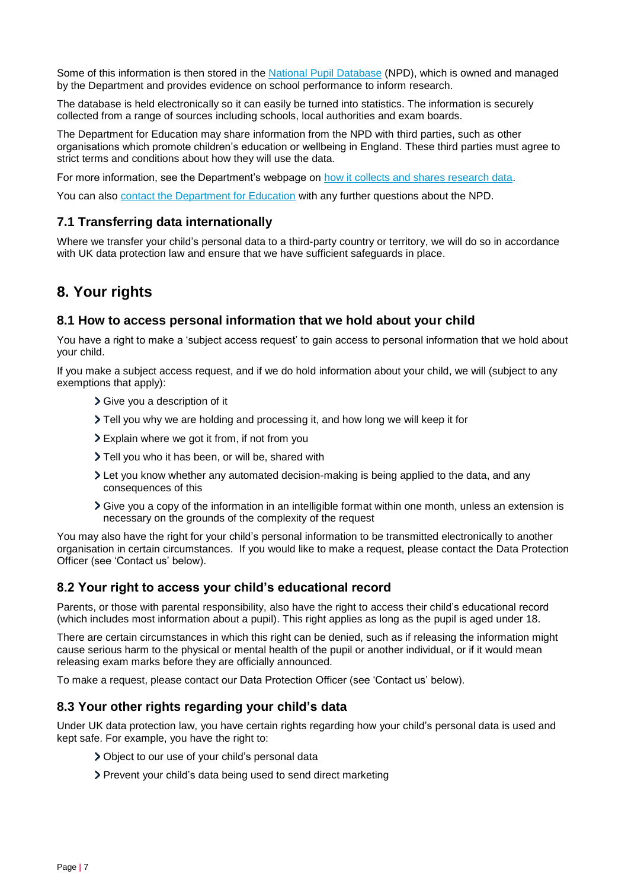Some of this information is then stored in the [National Pupil Database](#) (NPD), which is owned and managed by the Department and provides evidence on school performance to inform research.

The database is held electronically so it can easily be turned into statistics. The information is securely collected from a range of sources including schools, local authorities and exam boards.

The Department for Education may share information from the NPD with third parties, such as other organisations which promote children's education or wellbeing in England. These third parties must agree to strict terms and conditions about how they will use the data.

For more information, see the Department's webpage on [how it collects and shares research data](#).

You can also [contact the Department for Education](#) with any further questions about the NPD.

### 7.1 Transferring data internationally

Where we transfer your child's personal data to a third-party country or territory, we will do so in accordance with UK data protection law and ensure that we have sufficient safeguards in place.

## 8. Your rights

### 8.1 How to access personal information that we hold about your child

You have a right to make a 'subject access request' to gain access to personal information that we hold about your child.

If you make a subject access request, and if we do hold information about your child, we will (subject to any exemptions that apply):

- Give you a description of it
- Tell you why we are holding and processing it, and how long we will keep it for
- Explain where we got it from, if not from you
- Tell you who it has been, or will be, shared with
- Let you know whether any automated decision-making is being applied to the data, and any consequences of this
- Give you a copy of the information in an intelligible format within one month, unless an extension is necessary on the grounds of the complexity of the request

You may also have the right for your child's personal information to be transmitted electronically to another organisation in certain circumstances. If you would like to make a request, please contact the Data Protection Officer (see 'Contact us' below).

### 8.2 Your right to access your child's educational record

Parents, or those with parental responsibility, also have the right to access their child's educational record (which includes most information about a pupil). This right applies as long as the pupil is aged under 18.

There are certain circumstances in which this right can be denied, such as if releasing the information might cause serious harm to the physical or mental health of the pupil or another individual, or if it would mean releasing exam marks before they are officially announced.

To make a request, please contact our Data Protection Officer (see 'Contact us' below).

### 8.3 Your other rights regarding your child's data

Under UK data protection law, you have certain rights regarding how your child's personal data is used and kept safe. For example, you have the right to:

- Object to our use of your child's personal data
- Prevent your child's data being used to send direct marketing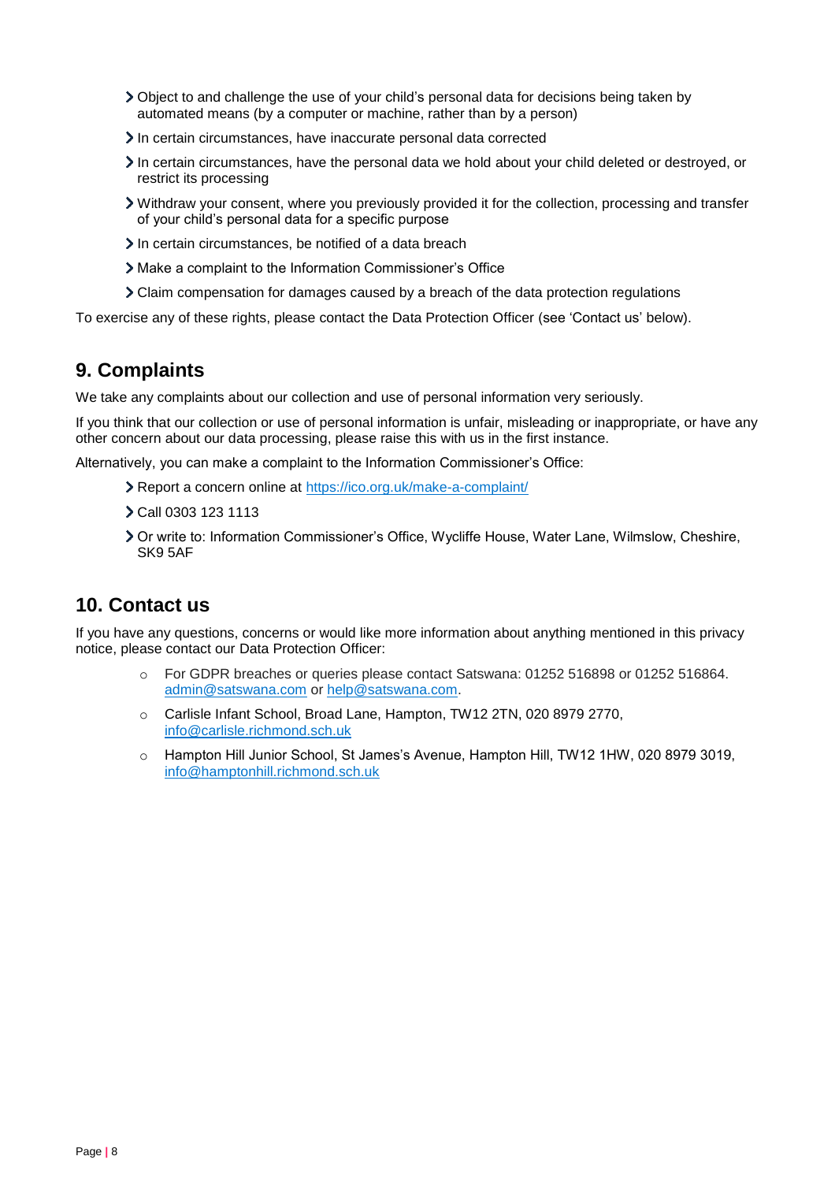- Object to and challenge the use of your child's personal data for decisions being taken by automated means (by a computer or machine, rather than by a person)
- In certain circumstances, have inaccurate personal data corrected
- In certain circumstances, have the personal data we hold about your child deleted or destroyed, or restrict its processing
- Withdraw your consent, where you previously provided it for the collection, processing and transfer of your child's personal data for a specific purpose
- In certain circumstances, be notified of a data breach
- Make a complaint to the Information Commissioner's Office
- Claim compensation for damages caused by a breach of the data protection regulations

To exercise any of these rights, please contact the Data Protection Officer (see 'Contact us' below).

## 9. Complaints

We take any complaints about our collection and use of personal information very seriously.

If you think that our collection or use of personal information is unfair, misleading or inappropriate, or have any other concern about our data processing, please raise this with us in the first instance.

Alternatively, you can make a complaint to the Information Commissioner's Office:

- Report a concern online at [https://ico.org.uk/make-a-complaint/](https://ico.org.uk/make-a-complaint/)
- Call 0303 123 1113
- Or write to: Information Commissioner's Office, Wycliffe House, Water Lane, Wilmslow, Cheshire, SK9 5AF

## 10. Contact us

If you have any questions, concerns or would like more information about anything mentioned in this privacy notice, please contact our Data Protection Officer:

- For GDPR breaches or queries please contact Satswana: 01252 516898 or 01252 516864. [admin@satswana.com](mailto:admin@satswana.com) or [help@satswana.com](mailto:help@satswana.com).
- Carlisle Infant School, Broad Lane, Hampton, TW12 2TN, 020 8979 2770, [info@carlisle.richmond.sch.uk](mailto:info@carlisle.richmond.sch.uk)
- Hampton Hill Junior School, St James's Avenue, Hampton Hill, TW12 1HW, 020 8979 3019, [info@hamptonhill.richmond.sch.uk](mailto:info@hamptonhill.richmond.sch.uk)